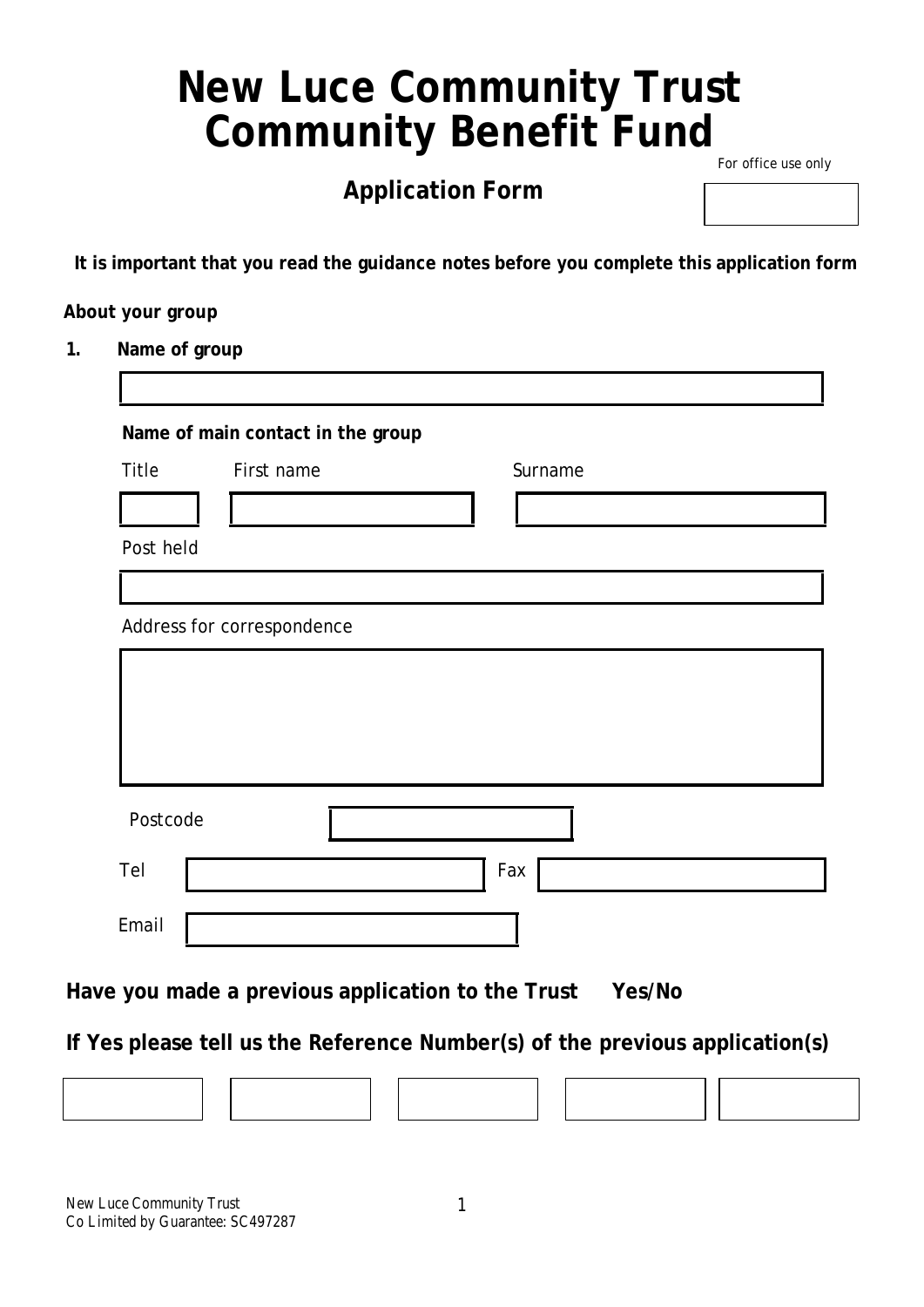# New Luce Community Trust
# Community Benefit Fund

*For office use only*

## Application Form

**It is important that you read the guidance notes before you complete this application form**

**About your group**

**1. Name of group**

**Name of main contact in the group**

Title

First name

Surname

Post held

Address for correspondence

Postcode

Tel

Fax

Email

**Have you made a previous application to the Trust Yes/No**

**If Yes please tell us the Reference Number(s) of the previous application(s)**

New Luce Community Trust
Co Limited by Guarantee: SC497287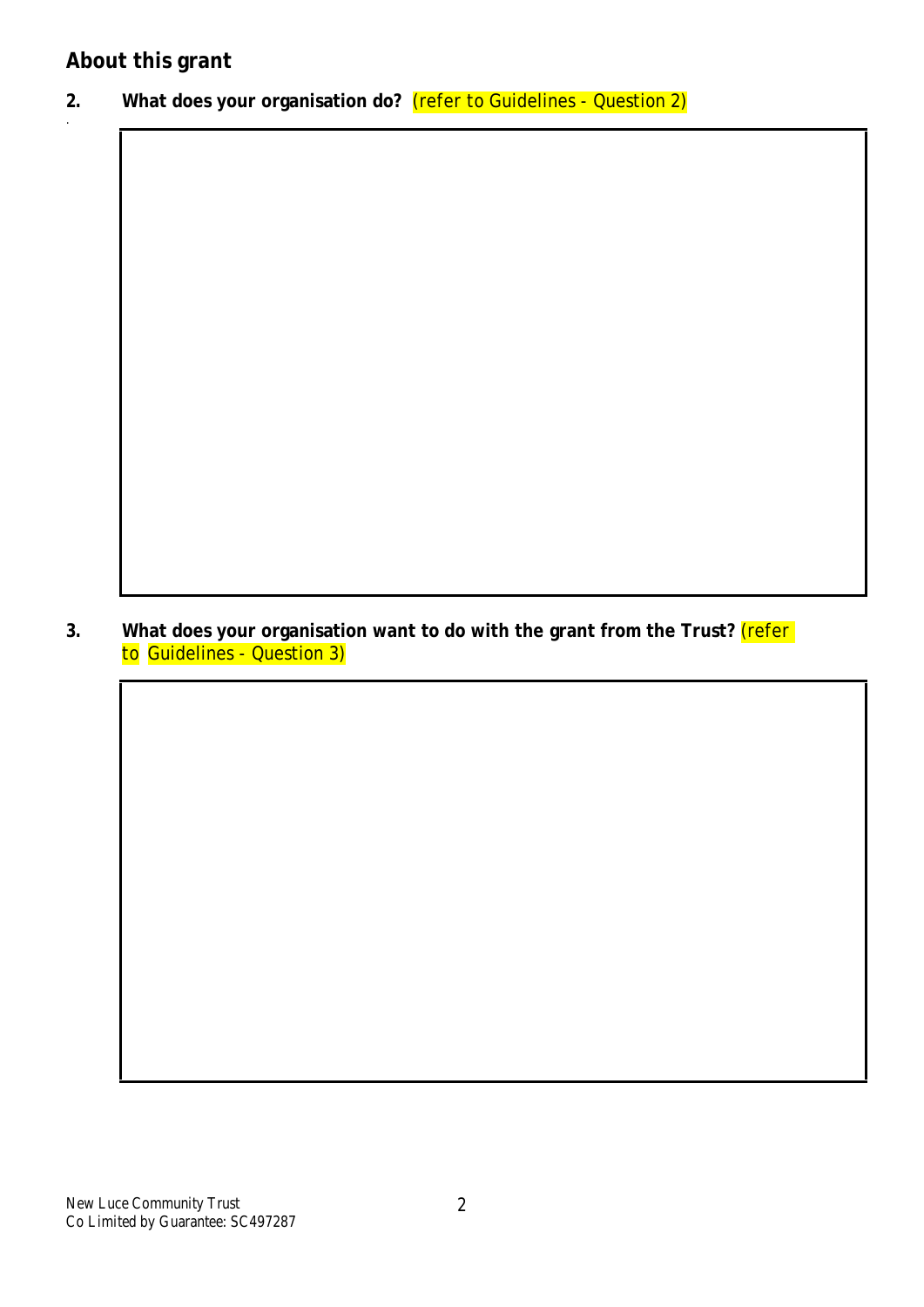## About this grant

**2. What does your organisation do?** (refer to Guidelines - Question 2)

| |
|---|
| |

**3. What does your organisation want to do with the grant from the Trust?** (refer to Guidelines - Question 3)

| |
|---|
| |

New Luce Community Trust
Co Limited by Guarantee: SC497287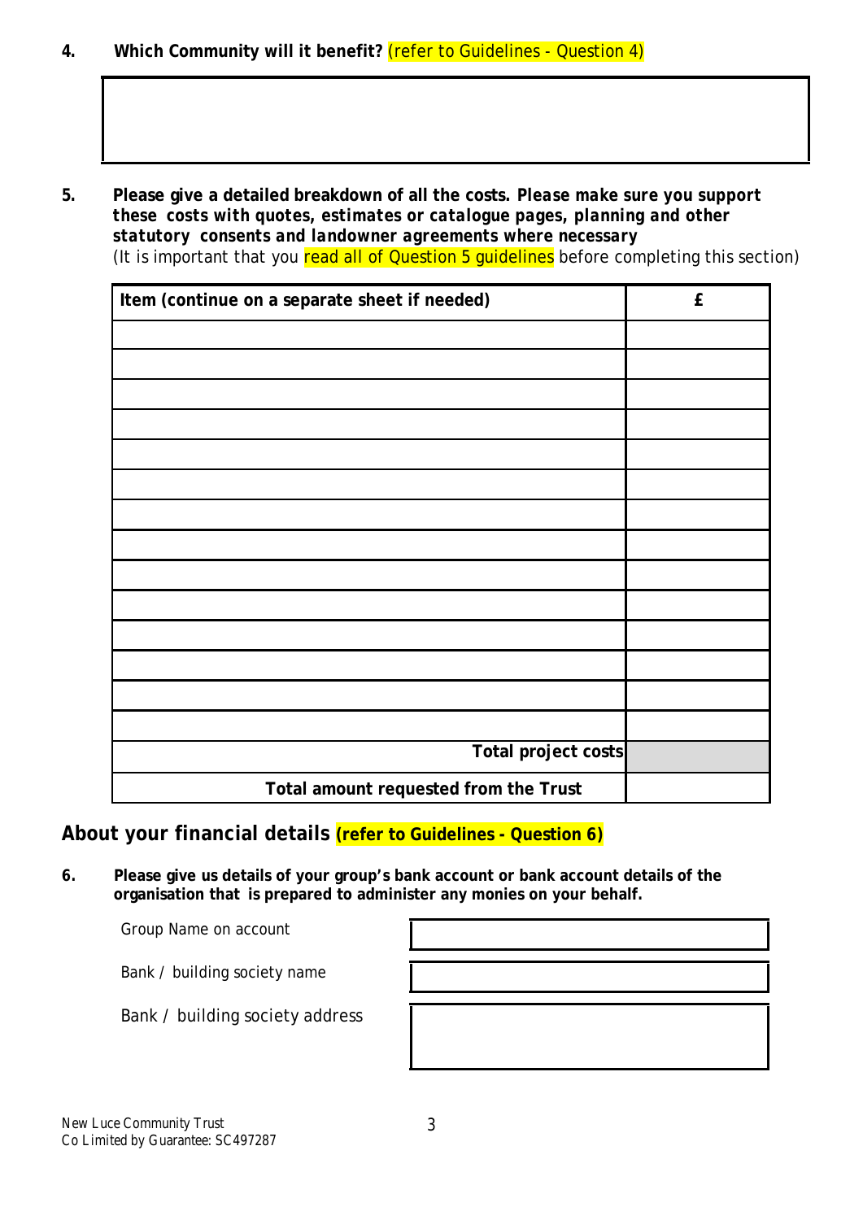**4. Which Community will it benefit?** (refer to Guidelines - Question 4)

| |
|---|
| |

**5. Please give a detailed breakdown of all the costs.** ***Please make sure you support these costs with quotes, estimates or catalogue pages, planning and other statutory consents and landowner agreements where necessary***

(It is important that you read all of Question 5 guidelines before completing this section)

| Item (continue on a separate sheet if needed) | £ |
|---|---|
| | |
| | |
| | |
| | |
| | |
| | |
| | |
| | |
| | |
| | |
| | |
| | |
| | |
| | |
| Total project costs | |
| Total amount requested from the Trust | |

## About your financial details (refer to Guidelines - Question 6)

**6. Please give us details of your group's bank account or bank account details of the organisation that is prepared to administer any monies on your behalf.**

| | |
|---|---|
| Group Name on account | |
| Bank / building society name | |
| Bank / building society address | |

New Luce Community Trust
Co Limited by Guarantee: SC497287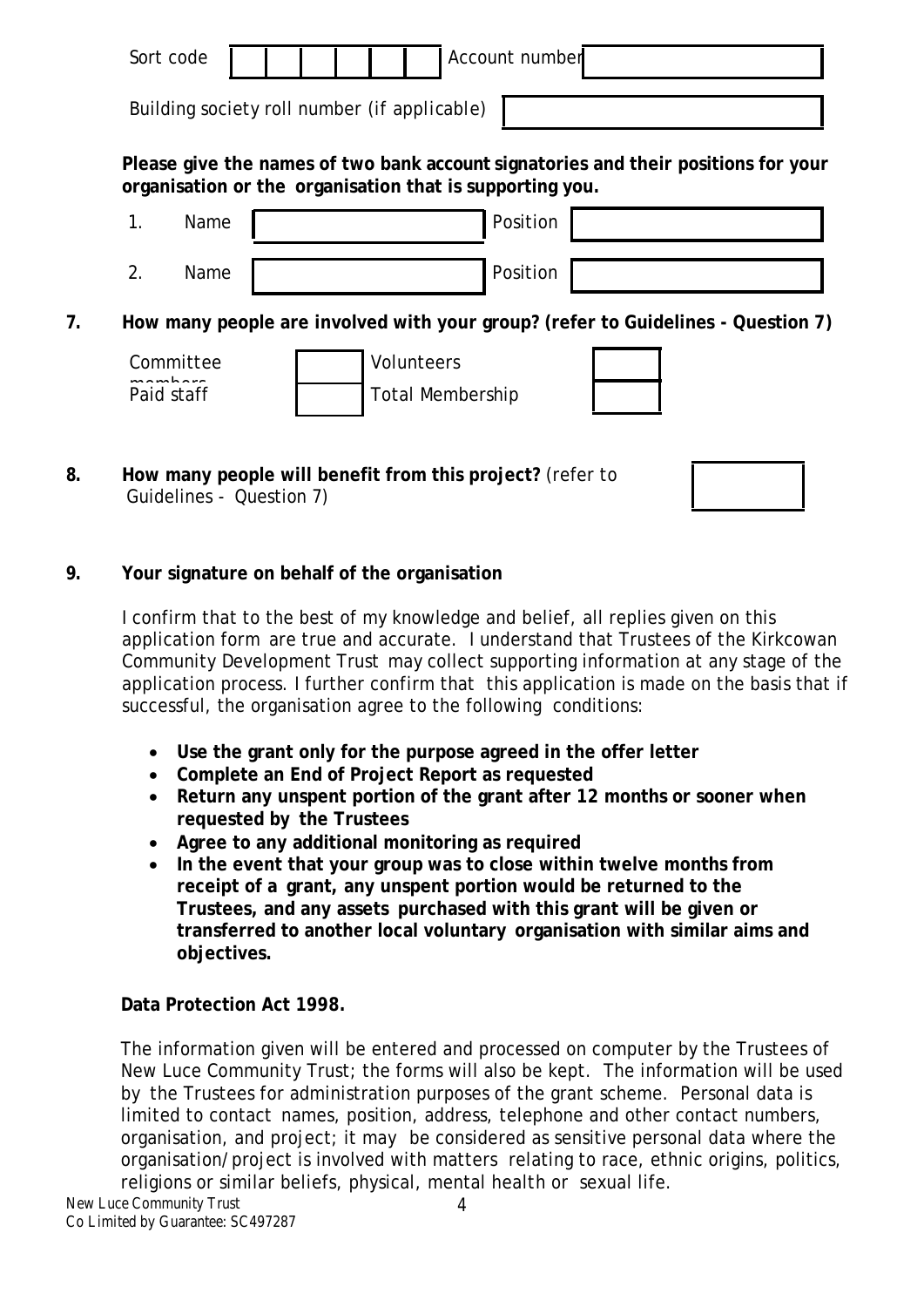Sort code | | | | | | | Account number

Building society roll number (if applicable)

**Please give the names of two bank account signatories and their positions for your organisation or the organisation that is supporting you.**

1. Name Position
2. Name Position

**7. How many people are involved with your group? (refer to Guidelines - Question 7)**

| | | | |
|---|---|---|---|
| Committee members | | Volunteers | |
| Paid staff | | Total Membership | |

**8. How many people will benefit from this project?** (refer to Guidelines - Question 7)

**9. Your signature on behalf of the organisation**

I confirm that to the best of my knowledge and belief, all replies given on this application form are true and accurate. I understand that Trustees of the Kirkcowan Community Development Trust may collect supporting information at any stage of the application process. I further confirm that this application is made on the basis that if successful, the organisation agree to the following conditions:

- **Use the grant only for the purpose agreed in the offer letter**
- **Complete an End of Project Report as requested**
- **Return any unspent portion of the grant after 12 months or sooner when requested by the Trustees**
- **Agree to any additional monitoring as required**
- **In the event that your group was to close within twelve months from receipt of a grant, any unspent portion would be returned to the Trustees, and any assets purchased with this grant will be given or transferred to another local voluntary organisation with similar aims and objectives.**

**Data Protection Act 1998.**

The information given will be entered and processed on computer by the Trustees of New Luce Community Trust; the forms will also be kept. The information will be used by the Trustees for administration purposes of the grant scheme. Personal data is limited to contact names, position, address, telephone and other contact numbers, organisation, and project; it may be considered as sensitive personal data where the organisation/project is involved with matters relating to race, ethnic origins, politics, religions or similar beliefs, physical, mental health or sexual life.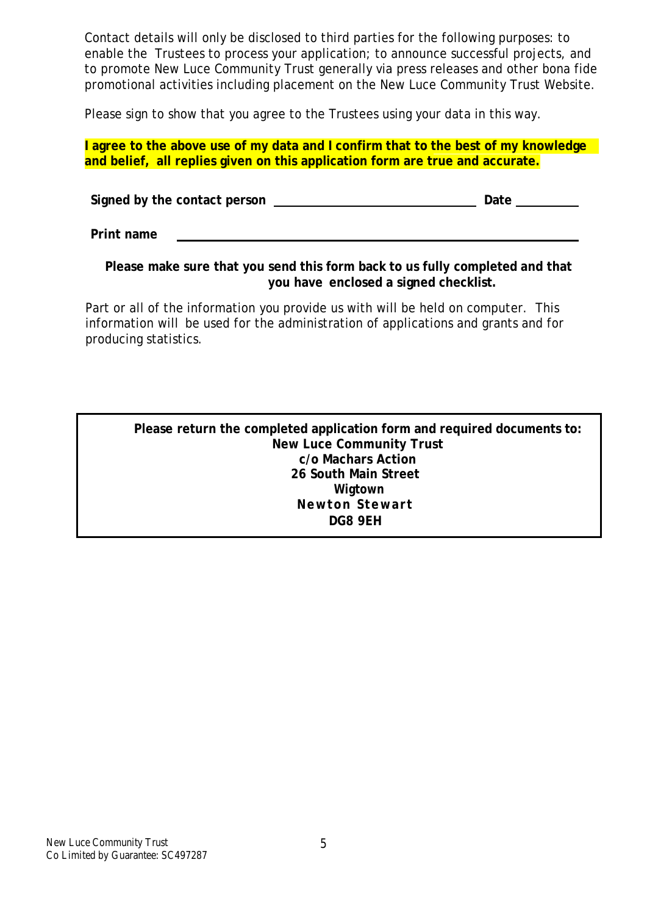Contact details will only be disclosed to third parties for the following purposes: to enable the Trustees to process your application; to announce successful projects, and to promote New Luce Community Trust generally via press releases and other bona fide promotional activities including placement on the New Luce Community Trust Website.

Please sign to show that you agree to the Trustees using your data in this way.

**I agree to the above use of my data and I confirm that to the best of my knowledge and belief, all replies given on this application form are true and accurate.**

**Signed by the contact person** ______________________________ **Date** __________

**Print name** ____________________________________________________________

**Please make sure that you send this form back to us fully completed and that you have enclosed a signed checklist.**

Part or all of the information you provide us with will be held on computer. This information will be used for the administration of applications and grants and for producing statistics.

**Please return the completed application form and required documents to:**
**New Luce Community Trust**
**c/o Machars Action**
**26 South Main Street**
**Wigtown**
**Newton Stewart**
**DG8 9EH**

New Luce Community Trust
Co Limited by Guarantee: SC497287